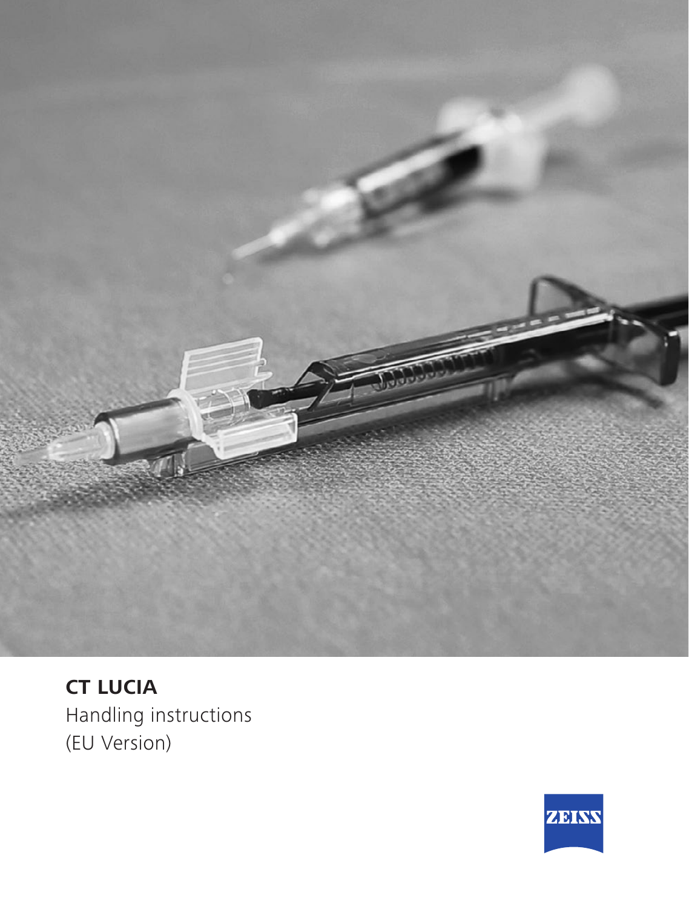# CT LUCIA

Handling instructions
(EU Version)

ZEISS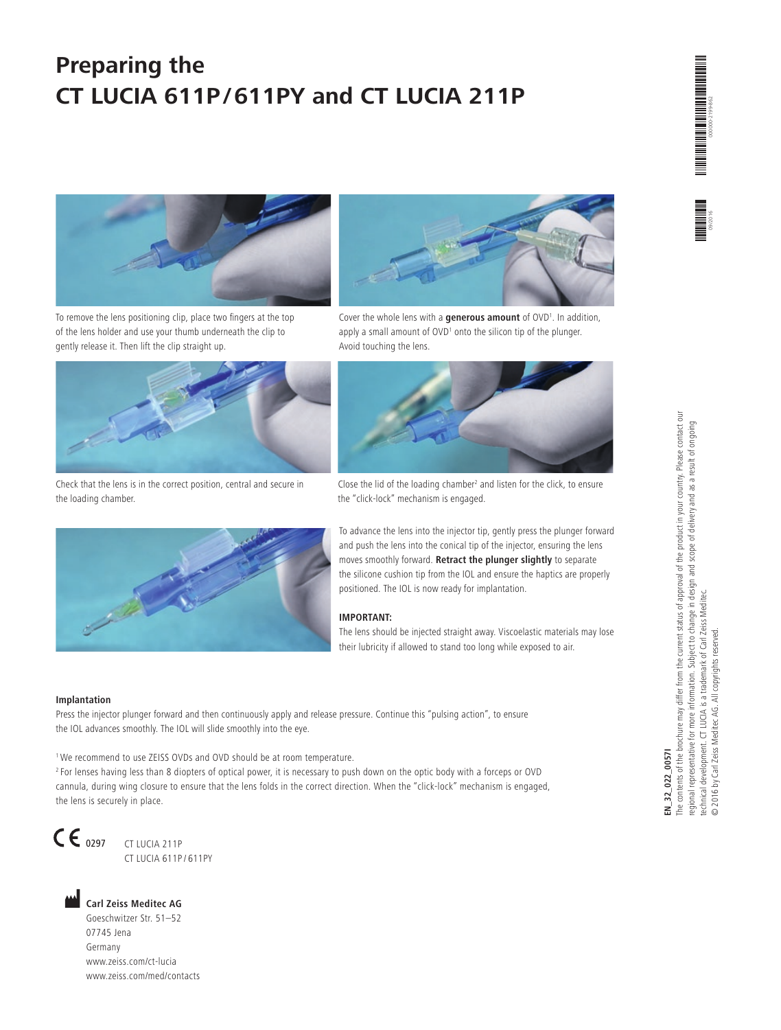# Preparing the CT LUCIA 611P/611PY and CT LUCIA 211P

To remove the lens positioning clip, place two fingers at the top of the lens holder and use your thumb underneath the clip to gently release it. Then lift the clip straight up.

Cover the whole lens with a **generous amount** of OVD[1]. In addition, apply a small amount of OVD[1] onto the silicon tip of the plunger. Avoid touching the lens.

Check that the lens is in the correct position, central and secure in the loading chamber.

Close the lid of the loading chamber[2] and listen for the click, to ensure the "click-lock" mechanism is engaged.

To advance the lens into the injector tip, gently press the plunger forward and push the lens into the conical tip of the injector, ensuring the lens moves smoothly forward. **Retract the plunger slightly** to separate the silicone cushion tip from the IOL and ensure the haptics are properly positioned. The IOL is now ready for implantation.

**IMPORTANT:**

The lens should be injected straight away. Viscoelastic materials may lose their lubricity if allowed to stand too long while exposed to air.

**Implantation**

Press the injector plunger forward and then continuously apply and release pressure. Continue this "pulsing action", to ensure the IOL advances smoothly. The IOL will slide smoothly into the eye.

[1] We recommend to use ZEISS OVDs and OVD should be at room temperature.

[2] For lenses having less than 8 diopters of optical power, it is necessary to push down on the optic body with a forceps or OVD cannula, during wing closure to ensure that the lens folds in the correct direction. When the "click-lock" mechanism is engaged, the lens is securely in place.

CE 0297 CT LUCIA 211P
CT LUCIA 611P/611PY

**Carl Zeiss Meditec AG**
Goeschwitzer Str. 51–52
07745 Jena
Germany
www.zeiss.com/ct-lucia
www.zeiss.com/med/contacts

**EN_32_022_0057I**
The contents of the brochure may differ from the current status of approval of the product in your country. Please contact our regional representative for more information. Subject to change in design and scope of delivery and as a result of ongoing technical development. CT LUCIA is a trademark of Carl Zeiss Meditec.
© 2016 by Carl Zeiss Meditec AG. All copyrights reserved.